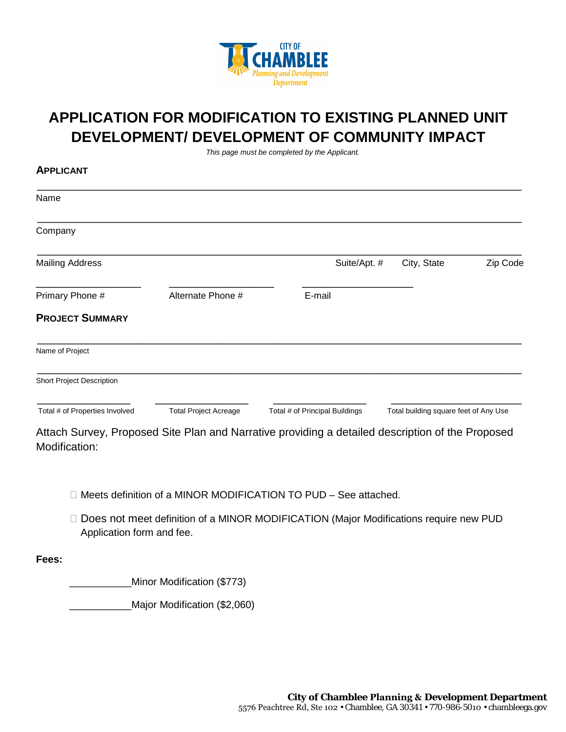CITY OF CHAMBLEE
Planning and Development Department

# APPLICATION FOR MODIFICATION TO EXISTING PLANNED UNIT DEVELOPMENT/ DEVELOPMENT OF COMMUNITY IMPACT

*This page must be completed by the Applicant.*

## APPLICANT

_______________________________________________________________________________

Name

_______________________________________________________________________________

Company

_______________________________________________________________________________

Mailing Address          Suite/Apt. #          City, State          Zip Code

____________________          ____________________          ____________________

Primary Phone #          Alternate Phone #          E-mail

## PROJECT SUMMARY

_______________________________________________________________________________

Name of Project

_______________________________________________________________________________

Short Project Description

__________________          __________________          __________________          __________________

Total # of Properties Involved          Total Project Acreage          Total # of Principal Buildings          Total building square feet of Any Use

Attach Survey, Proposed Site Plan and Narrative providing a detailed description of the Proposed Modification:

☐ Meets definition of a MINOR MODIFICATION TO PUD – See attached.

☐ Does not meet definition of a MINOR MODIFICATION (Major Modifications require new PUD Application form and fee.

**Fees:**

___________Minor Modification ($773)

___________Major Modification ($2,060)

**City of Chamblee Planning & Development Department**
5576 Peachtree Rd, Ste 102 • Chamblee, GA 30341 • 770-986-5010 • chambleega.gov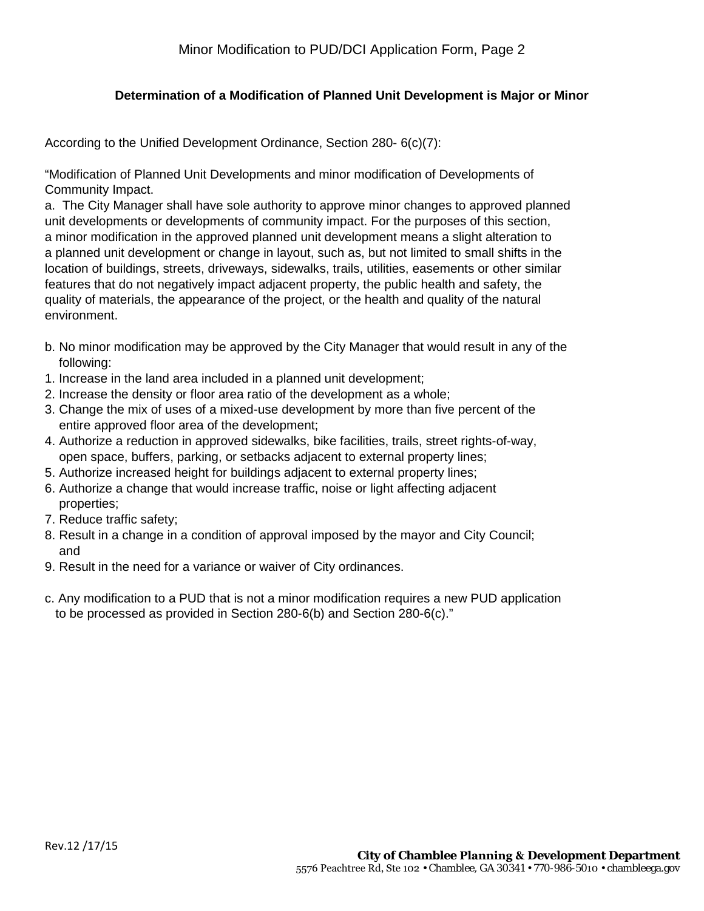## Determination of a Modification of Planned Unit Development is Major or Minor

According to the Unified Development Ordinance, Section 280- 6(c)(7):

"Modification of Planned Unit Developments and minor modification of Developments of Community Impact.

a. The City Manager shall have sole authority to approve minor changes to approved planned unit developments or developments of community impact. For the purposes of this section, a minor modification in the approved planned unit development means a slight alteration to a planned unit development or change in layout, such as, but not limited to small shifts in the location of buildings, streets, driveways, sidewalks, trails, utilities, easements or other similar features that do not negatively impact adjacent property, the public health and safety, the quality of materials, the appearance of the project, or the health and quality of the natural environment.

b. No minor modification may be approved by the City Manager that would result in any of the following:

1. Increase in the land area included in a planned unit development;
2. Increase the density or floor area ratio of the development as a whole;
3. Change the mix of uses of a mixed-use development by more than five percent of the entire approved floor area of the development;
4. Authorize a reduction in approved sidewalks, bike facilities, trails, street rights-of-way, open space, buffers, parking, or setbacks adjacent to external property lines;
5. Authorize increased height for buildings adjacent to external property lines;
6. Authorize a change that would increase traffic, noise or light affecting adjacent properties;
7. Reduce traffic safety;
8. Result in a change in a condition of approval imposed by the mayor and City Council; and
9. Result in the need for a variance or waiver of City ordinances.

c. Any modification to a PUD that is not a minor modification requires a new PUD application to be processed as provided in Section 280-6(b) and Section 280-6(c)."

Rev.12 /17/15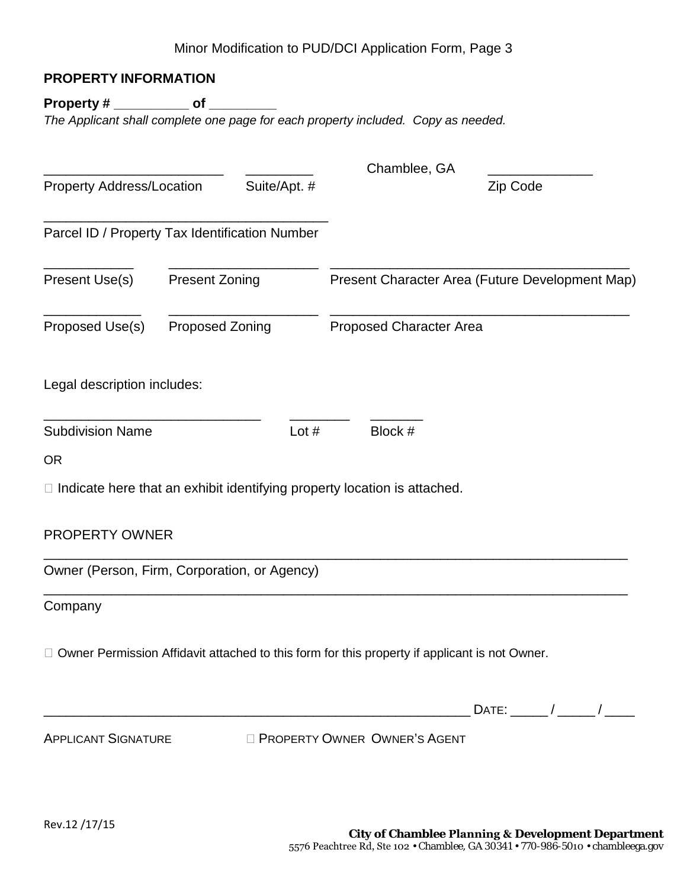Minor Modification to PUD/DCI Application Form, Page 3

**PROPERTY INFORMATION**

**Property # __________ of _________**

*The Applicant shall complete one page for each property included. Copy as needed.*

________________________ _________ Chamblee, GA ______________

Property Address/Location Suite/Apt. # Zip Code

______________________________________

Parcel ID / Property Tax Identification Number

____________ ____________________ ________________________________________

Present Use(s) Present Zoning Present Character Area (Future Development Map)

_____________ ____________________ ________________________________________

Proposed Use(s) Proposed Zoning Proposed Character Area

Legal description includes:

_____________________________ ________ _______

Subdivision Name Lot # Block #

OR

☐ Indicate here that an exhibit identifying property location is attached.

PROPERTY OWNER

______________________________________________________________________________

Owner (Person, Firm, Corporation, or Agency)

______________________________________________________________________________

Company

☐ Owner Permission Affidavit attached to this form for this property if applicant is not Owner.

_________________________________________________________ DATE: _____ / _____ / ____

APPLICANT SIGNATURE ☐ PROPERTY OWNER OWNER'S AGENT

Rev.12 /17/15

**City of Chamblee Planning & Development Department**

5576 Peachtree Rd, Ste 102 • Chamblee, GA 30341 • 770-986-5010 • chambleega.gov